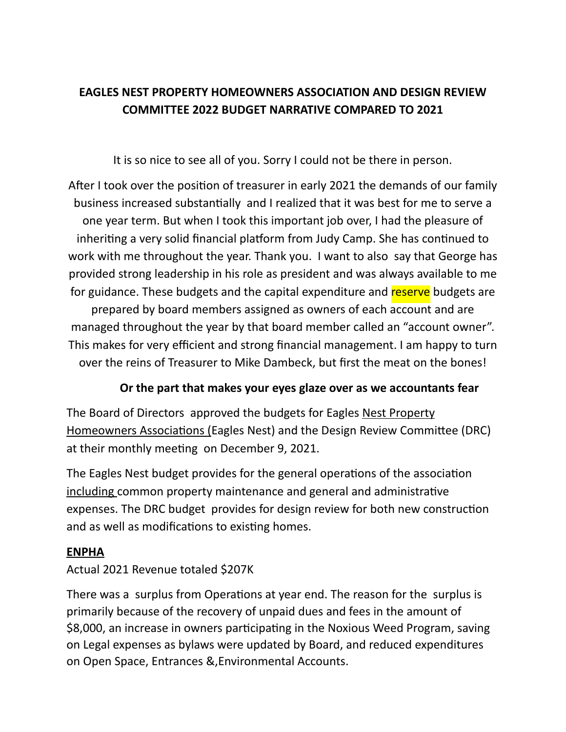**EAGLES NEST PROPERTY HOMEOWNERS ASSOCIATION AND DESIGN REVIEW COMMITTEE 2022 BUDGET NARRATIVE COMPARED TO 2021**

It is so nice to see all of you. Sorry I could not be there in person.

After I took over the position of treasurer in early 2021 the demands of our family business increased substantially and I realized that it was best for me to serve a one year term. But when I took this important job over, I had the pleasure of inheriting a very solid financial platform from Judy Camp. She has continued to work with me throughout the year. Thank you. I want to also say that George has provided strong leadership in his role as president and was always available to me for guidance. These budgets and the capital expenditure and reserve budgets are prepared by board members assigned as owners of each account and are managed throughout the year by that board member called an "account owner". This makes for very efficient and strong financial management. I am happy to turn over the reins of Treasurer to Mike Dambeck, but first the meat on the bones!

**Or the part that makes your eyes glaze over as we accountants fear**

The Board of Directors approved the budgets for Eagles Nest Property Homeowners Associations (Eagles Nest) and the Design Review Committee (DRC) at their monthly meeting on December 9, 2021.

The Eagles Nest budget provides for the general operations of the association including common property maintenance and general and administrative expenses. The DRC budget provides for design review for both new construction and as well as modifications to existing homes.

**ENPHA**

Actual 2021 Revenue totaled $207K

There was a surplus from Operations at year end. The reason for the surplus is primarily because of the recovery of unpaid dues and fees in the amount of $8,000, an increase in owners participating in the Noxious Weed Program, saving on Legal expenses as bylaws were updated by Board, and reduced expenditures on Open Space, Entrances &,Environmental Accounts.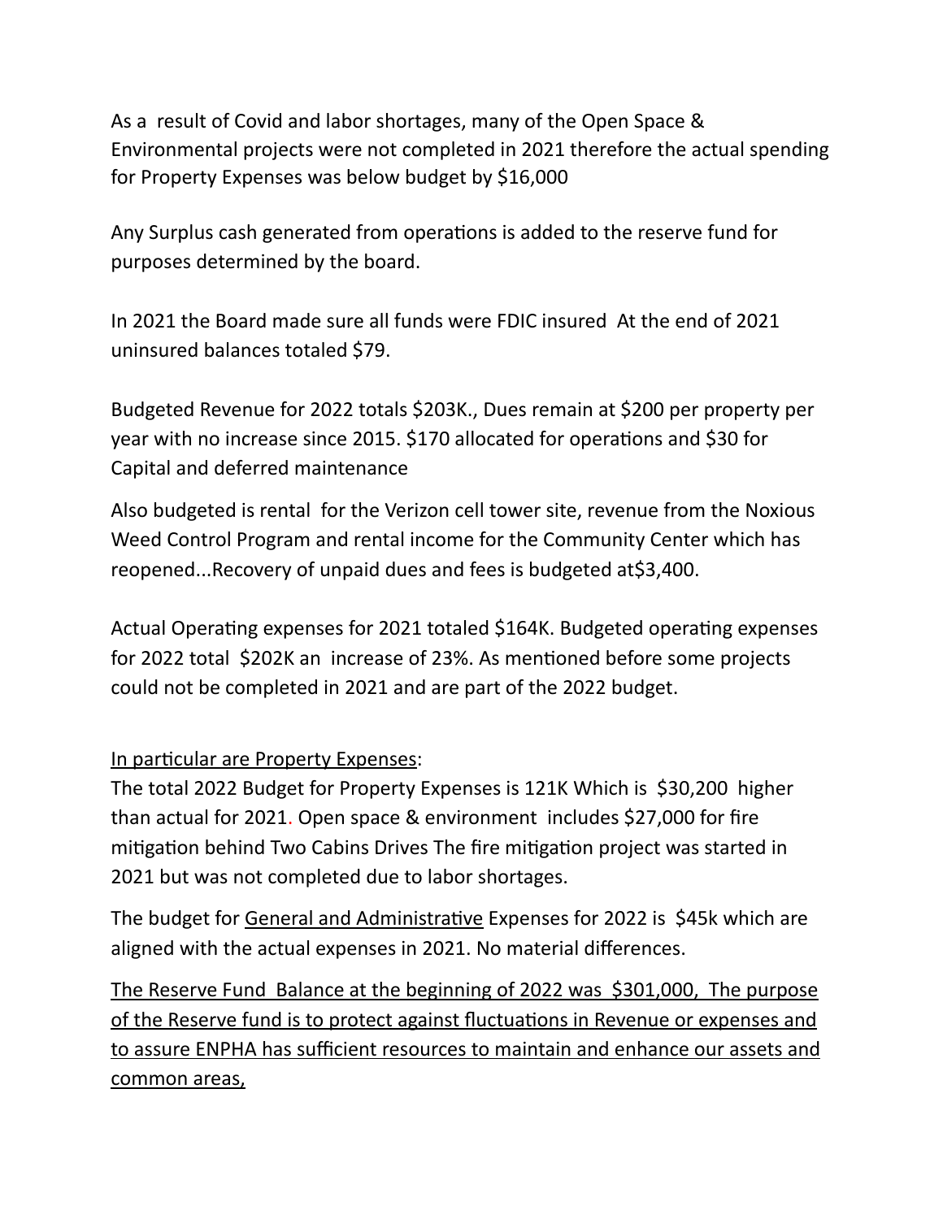As a result of Covid and labor shortages, many of the Open Space & Environmental projects were not completed in 2021 therefore the actual spending for Property Expenses was below budget by $16,000

Any Surplus cash generated from operations is added to the reserve fund for purposes determined by the board.

In 2021 the Board made sure all funds were FDIC insured At the end of 2021 uninsured balances totaled $79.

Budgeted Revenue for 2022 totals $203K., Dues remain at $200 per property per year with no increase since 2015. $170 allocated for operations and $30 for Capital and deferred maintenance

Also budgeted is rental for the Verizon cell tower site, revenue from the Noxious Weed Control Program and rental income for the Community Center which has reopened...Recovery of unpaid dues and fees is budgeted at$3,400.

Actual Operating expenses for 2021 totaled $164K. Budgeted operating expenses for 2022 total $202K an increase of 23%. As mentioned before some projects could not be completed in 2021 and are part of the 2022 budget.

<u>In particular are Property Expenses</u>:

The total 2022 Budget for Property Expenses is 121K Which is $30,200 higher than actual for 2021. Open space & environment includes $27,000 for fire mitigation behind Two Cabins Drives The fire mitigation project was started in 2021 but was not completed due to labor shortages.

The budget for <u>General and Administrative</u> Expenses for 2022 is $45k which are aligned with the actual expenses in 2021. No material differences.

<u>The Reserve Fund Balance at the beginning of 2022 was $301,000, The purpose of the Reserve fund is to protect against fluctuations in Revenue or expenses and to assure ENPHA has sufficient resources to maintain and enhance our assets and common areas,</u>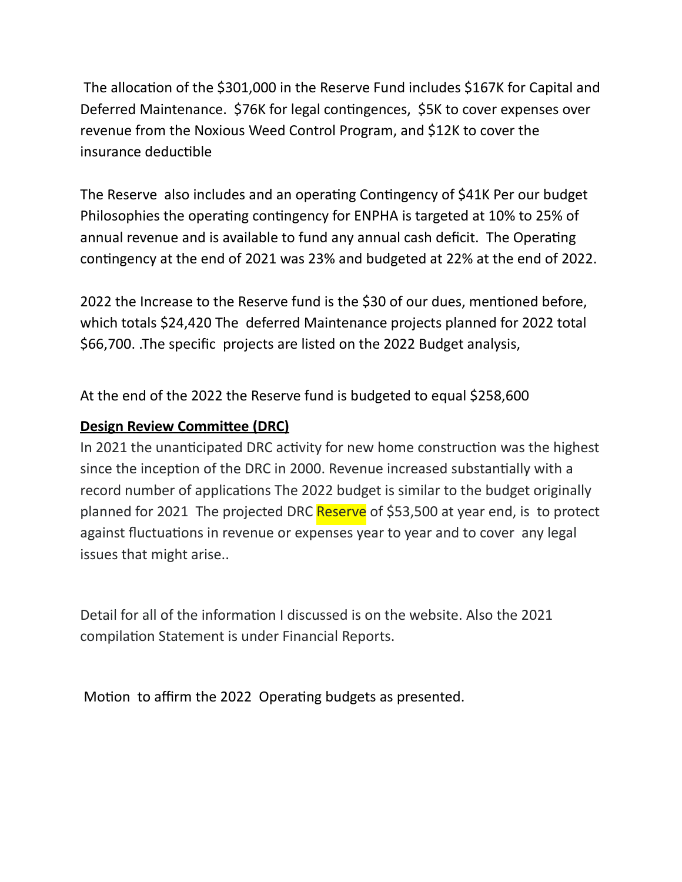The allocation of the $301,000 in the Reserve Fund includes $167K for Capital and Deferred Maintenance. $76K for legal contingences, $5K to cover expenses over revenue from the Noxious Weed Control Program, and $12K to cover the insurance deductible

The Reserve also includes and an operating Contingency of $41K Per our budget Philosophies the operating contingency for ENPHA is targeted at 10% to 25% of annual revenue and is available to fund any annual cash deficit. The Operating contingency at the end of 2021 was 23% and budgeted at 22% at the end of 2022.

2022 the Increase to the Reserve fund is the $30 of our dues, mentioned before, which totals $24,420 The deferred Maintenance projects planned for 2022 total $66,700. .The specific projects are listed on the 2022 Budget analysis,

At the end of the 2022 the Reserve fund is budgeted to equal $258,600

**Design Review Committee (DRC)**

In 2021 the unanticipated DRC activity for new home construction was the highest since the inception of the DRC in 2000. Revenue increased substantially with a record number of applications The 2022 budget is similar to the budget originally planned for 2021 The projected DRC Reserve of $53,500 at year end, is to protect against fluctuations in revenue or expenses year to year and to cover any legal issues that might arise..

Detail for all of the information I discussed is on the website. Also the 2021 compilation Statement is under Financial Reports.

Motion to affirm the 2022 Operating budgets as presented.